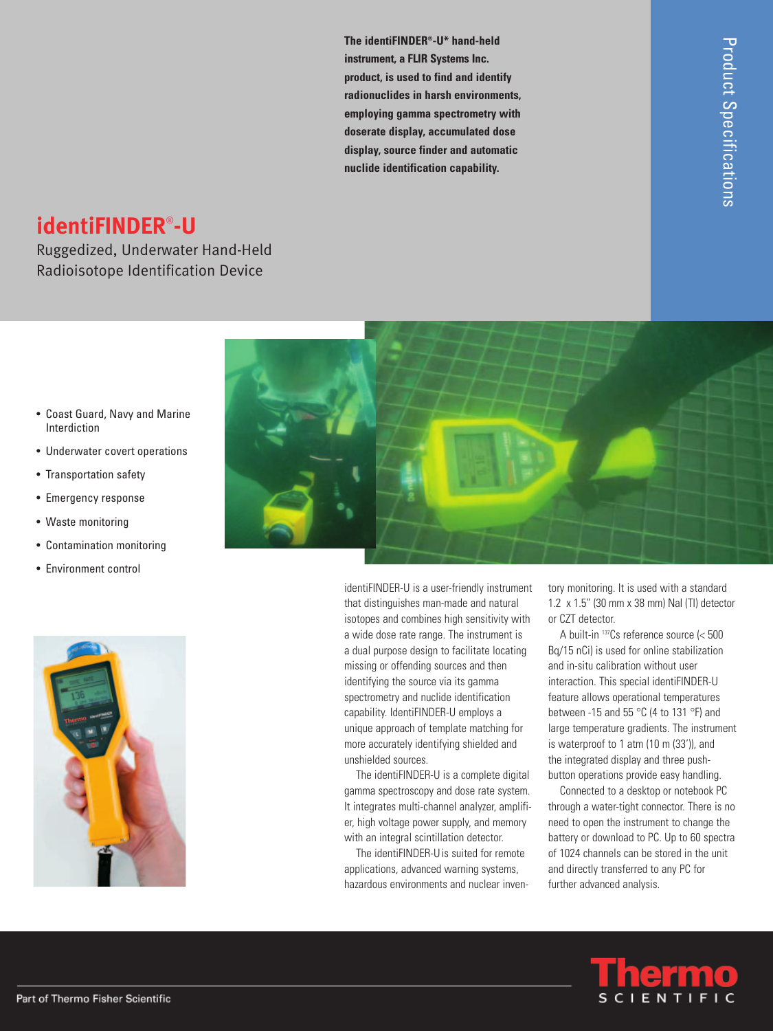Product Specifications

**The identiFINDER®-U* hand-held instrument, a FLIR Systems Inc. product, is used to find and identify radionuclides in harsh environments, employing gamma spectrometry with doserate display, accumulated dose display, source finder and automatic nuclide identification capability.**

# identiFINDER®-U

Ruggedized, Underwater Hand-Held Radioisotope Identification Device

- Coast Guard, Navy and Marine Interdiction
- Underwater covert operations
- Transportation safety
- Emergency response
- Waste monitoring
- Contamination monitoring
- Environment control

identiFINDER-U is a user-friendly instrument that distinguishes man-made and natural isotopes and combines high sensitivity with a wide dose rate range. The instrument is a dual purpose design to facilitate locating missing or offending sources and then identifying the source via its gamma spectrometry and nuclide identification capability. IdentiFINDER-U employs a unique approach of template matching for more accurately identifying shielded and unshielded sources.

The identiFINDER-U is a complete digital gamma spectroscopy and dose rate system. It integrates multi-channel analyzer, amplifier, high voltage power supply, and memory with an integral scintillation detector.

The identiFINDER-U is suited for remote applications, advanced warning systems, hazardous environments and nuclear inventory monitoring. It is used with a standard 1.2 x 1.5" (30 mm x 38 mm) NaI (Tl) detector or CZT detector.

A built-in $^{137}$Cs reference source (< 500 Bq/15 nCi) is used for online stabilization and in-situ calibration without user interaction. This special identiFINDER-U feature allows operational temperatures between -15 and 55 °C (4 to 131 °F) and large temperature gradients. The instrument is waterproof to 1 atm (10 m (33')), and the integrated display and three push-button operations provide easy handling.

Connected to a desktop or notebook PC through a water-tight connector. There is no need to open the instrument to change the battery or download to PC. Up to 60 spectra of 1024 channels can be stored in the unit and directly transferred to any PC for further advanced analysis.

Part of Thermo Fisher Scientific

Thermo SCIENTIFIC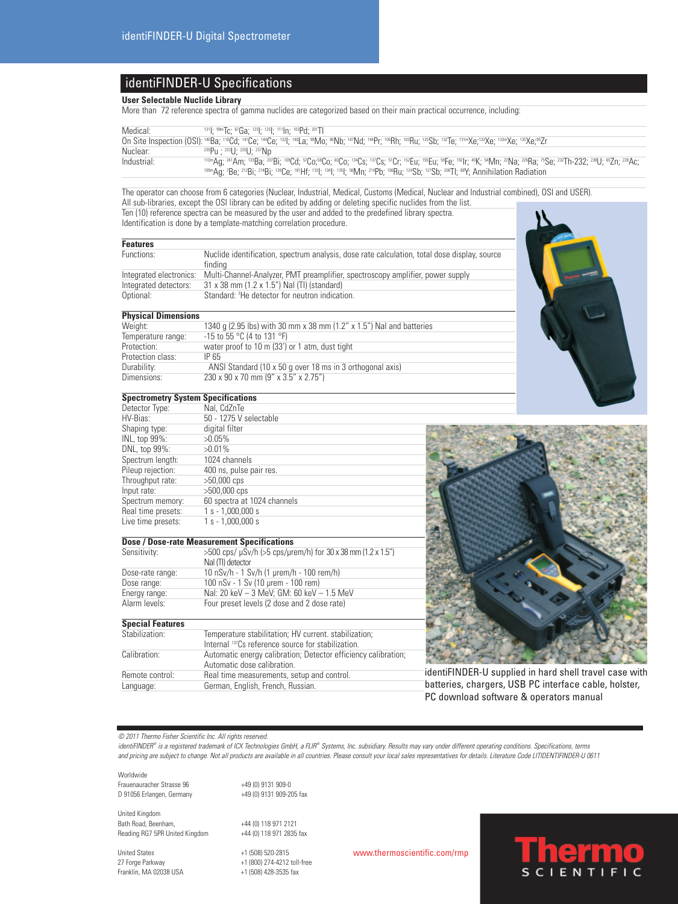## identiFINDER-U Specifications

### User Selectable Nuclide Library

More than 72 reference spectra of gamma nuclides are categorized based on their main practical occurrence, including:

| | |
|---|---|
| Medical: | $^{131}$I; $^{99m}$Tc; $^{67}$Ga; $^{123}$I; $^{125}$I; $^{111}$In; $^{103}$Pd; $^{201}$Tl |
| On Site Inspection (OSI): | $^{140}$Ba; $^{115}$Cd; $^{141}$Ce; $^{144}$Ce; $^{132}$I; $^{140}$La; $^{99}$Mo; $^{95}$Nb; $^{147}$Nd; $^{144}$Pr; $^{106}$Rh; $^{103}$Ru; $^{125}$Sb; $^{132}$Te; $^{131m}$Xe; $^{133}$Xe; $^{133m}$Xe; $^{135}$Xe; $^{95}$Zr |
| Nuclear: | $^{239}$Pu ; $^{233}$U; $^{235}$U; $^{237}$Np |
| Industrial: | $^{110m}$Ag; $^{241}$Am; $^{133}$Ba; $^{207}$Bi; $^{109}$Cd; $^{57}$Co; $^{58}$Co; $^{60}$Co; $^{134}$Cs; $^{137}$Cs; $^{51}$Cr; $^{152}$Eu; $^{155}$Eu; $^{59}$Fe; $^{192}$Ir; $^{40}$K; $^{54}$Mn; $^{22}$Na; $^{226}$Ra; $^{75}$Se; $^{232}$Th-232; $^{238}$U; $^{65}$Zn; $^{228}$Ac; $^{109m}$Ag; $^{7}$Be; $^{212}$Bi; $^{214}$Bi; $^{139}$Ce; $^{181}$Hf; $^{133}$I; $^{134}$I; $^{135}$I; $^{56}$Mn; $^{214}$Pb; $^{106}$Ru; $^{124}$Sb; $^{127}$Sb; $^{208}$Tl; $^{88}$Y; Annihilation Radiation |

The operator can choose from 6 categories (Nuclear, Industrial, Medical, Customs (Medical, Nuclear and Industrial combined), OSI and USER).
All sub-libraries, except the OSI library can be edited by adding or deleting specific nuclides from the list.
Ten (10) reference spectra can be measured by the user and added to the predefined library spectra.
Identification is done by a template-matching correlation procedure.

### Features

| | |
|---|---|
| Functions: | Nuclide identification, spectrum analysis, dose rate calculation, total dose display, source finding |
| Integrated electronics: | Multi-Channel-Analyzer, PMT preamplifier, spectroscopy amplifier, power supply |
| Integrated detectors: | 31 x 38 mm (1.2 x 1.5") NaI (Tl) (standard) |
| Optional: | Standard: $^{3}$He detector for neutron indication. |

### Physical Dimensions

| | |
|---|---|
| Weight: | 1340 g (2.95 lbs) with 30 mm x 38 mm (1.2" x 1.5") NaI and batteries |
| Temperature range: | -15 to 55 °C (4 to 131 °F) |
| Protection: | water proof to 10 m (33') or 1 atm, dust tight |
| Protection class: | IP 65 |
| Durability: | ANSI Standard (10 x 50 g over 18 ms in 3 orthogonal axis) |
| Dimensions: | 230 x 90 x 70 mm (9" x 3.5" x 2.75") |

### Spectrometry System Specifications

| | |
|---|---|
| Detector Type: | NaI, CdZnTe |
| HV-Bias: | 50 - 1275 V selectable |
| Shaping type: | digital filter |
| INL, top 99%: | >0.05% |
| DNL, top 99%: | >0.01% |
| Spectrum length: | 1024 channels |
| Pileup rejection: | 400 ns, pulse pair res. |
| Throughput rate: | >50,000 cps |
| Input rate: | >500,000 cps |
| Spectrum memory: | 60 spectra at 1024 channels |
| Real time presets: | 1 s - 1,000,000 s |
| Live time presets: | 1 s - 1,000,000 s |

### Dose / Dose-rate Measurement Specifications

| | |
|---|---|
| Sensitivity: | >500 cps/ µSv/h (>5 cps/µrem/h) for 30 x 38 mm (1.2 x 1.5") NaI (Tl) detector |
| Dose-rate range: | 10 nSv/h - 1 Sv/h (1 µrem/h - 100 rem/h) |
| Dose range: | 100 nSv - 1 Sv (10 µrem - 100 rem) |
| Energy range: | NaI: 20 keV – 3 MeV; GM: 60 keV – 1.5 MeV |
| Alarm levels: | Four preset levels (2 dose and 2 dose rate) |

### Special Features

| | |
|---|---|
| Stabilization: | Temperature stabilitation; HV current. stabilization; Internal $^{137}$Cs reference source for stabilization. |
| Calibration: | Automatic energy calibration; Detector efficiency calibration; Automatic dose calibration. |
| Remote control: | Real time measurements, setup and control. |
| Language: | German, English, French, Russian. |

identiFINDER-U supplied in hard shell travel case with batteries, chargers, USB PC interface cable, holster, PC download software & operators manual

*© 2011 Thermo Fisher Scientific Inc. All rights reserved.*
*identiFINDER® is a registered trademark of ICX Technologies GmbH, a FLIR® Systems, Inc. subsidiary. Results may vary under different operating conditions. Specifications, terms and pricing are subject to change. Not all products are available in all countries. Please consult your local sales representatives for details. Literature Code LITIDENTIFINDER-U 0611*

Worldwide
Frauenauracher Strasse 96
D 91056 Erlangen, Germany
+49 (0) 9131 909-0
+49 (0) 9131 909-205 fax

United Kingdom
Bath Road, Beenham,
Reading RG7 5PR United Kingdom
+44 (0) 118 971 2121
+44 (0) 118 971 2835 fax

United States
27 Forge Parkway
Franklin, MA 02038 USA
+1 (508) 520-2815
+1 (800) 274-4212 toll-free
+1 (508) 428-3535 fax

www.thermoscientific.com/rmp

Thermo SCIENTIFIC